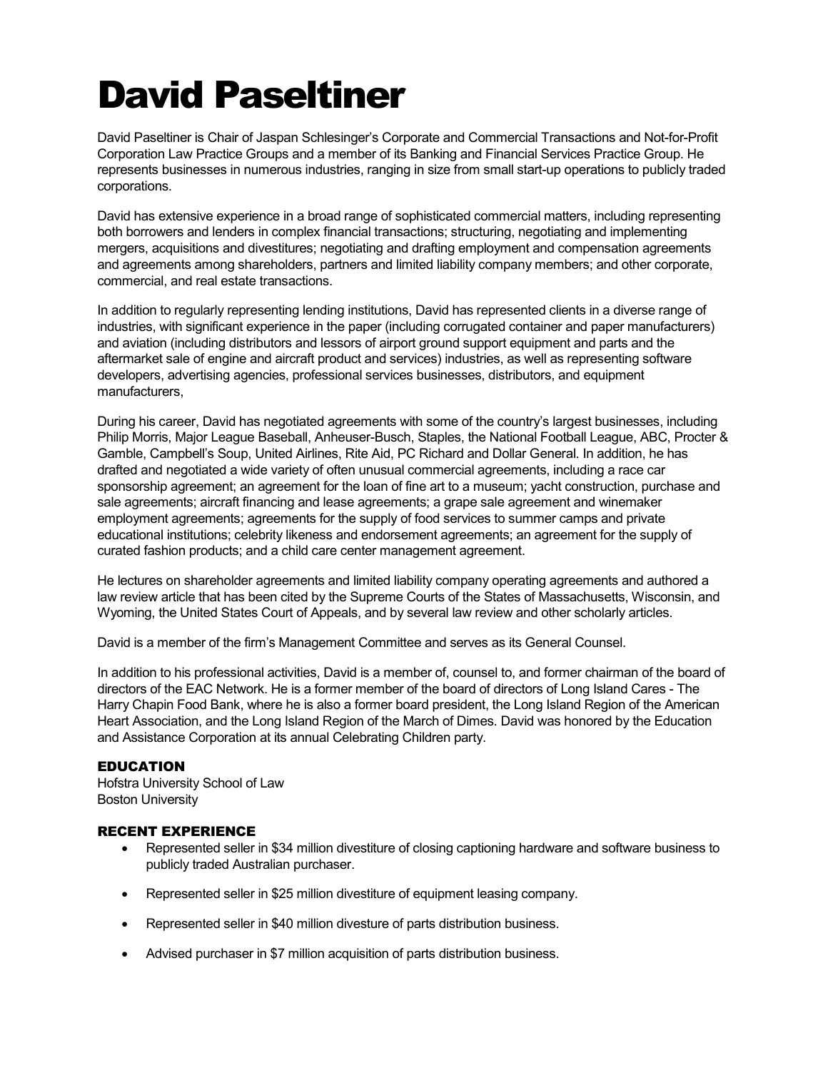# David Paseltiner

David Paseltiner is Chair of Jaspan Schlesinger's Corporate and Commercial Transactions and Not-for-Profit Corporation Law Practice Groups and a member of its Banking and Financial Services Practice Group. He represents businesses in numerous industries, ranging in size from small start-up operations to publicly traded corporations.

David has extensive experience in a broad range of sophisticated commercial matters, including representing both borrowers and lenders in complex financial transactions; structuring, negotiating and implementing mergers, acquisitions and divestitures; negotiating and drafting employment and compensation agreements and agreements among shareholders, partners and limited liability company members; and other corporate, commercial, and real estate transactions.

In addition to regularly representing lending institutions, David has represented clients in a diverse range of industries, with significant experience in the paper (including corrugated container and paper manufacturers) and aviation (including distributors and lessors of airport ground support equipment and parts and the aftermarket sale of engine and aircraft product and services) industries, as well as representing software developers, advertising agencies, professional services businesses, distributors, and equipment manufacturers,

During his career, David has negotiated agreements with some of the country's largest businesses, including Philip Morris, Major League Baseball, Anheuser-Busch, Staples, the National Football League, ABC, Procter & Gamble, Campbell's Soup, United Airlines, Rite Aid, PC Richard and Dollar General. In addition, he has drafted and negotiated a wide variety of often unusual commercial agreements, including a race car sponsorship agreement; an agreement for the loan of fine art to a museum; yacht construction, purchase and sale agreements; aircraft financing and lease agreements; a grape sale agreement and winemaker employment agreements; agreements for the supply of food services to summer camps and private educational institutions; celebrity likeness and endorsement agreements; an agreement for the supply of curated fashion products; and a child care center management agreement.

He lectures on shareholder agreements and limited liability company operating agreements and authored a law review article that has been cited by the Supreme Courts of the States of Massachusetts, Wisconsin, and Wyoming, the United States Court of Appeals, and by several law review and other scholarly articles.

David is a member of the firm's Management Committee and serves as its General Counsel.

In addition to his professional activities, David is a member of, counsel to, and former chairman of the board of directors of the EAC Network. He is a former member of the board of directors of Long Island Cares - The Harry Chapin Food Bank, where he is also a former board president, the Long Island Region of the American Heart Association, and the Long Island Region of the March of Dimes. David was honored by the Education and Assistance Corporation at its annual Celebrating Children party.

## EDUCATION

Hofstra University School of Law
Boston University

## RECENT EXPERIENCE

- Represented seller in $34 million divestiture of closing captioning hardware and software business to publicly traded Australian purchaser.
- Represented seller in $25 million divestiture of equipment leasing company.
- Represented seller in $40 million divesture of parts distribution business.
- Advised purchaser in $7 million acquisition of parts distribution business.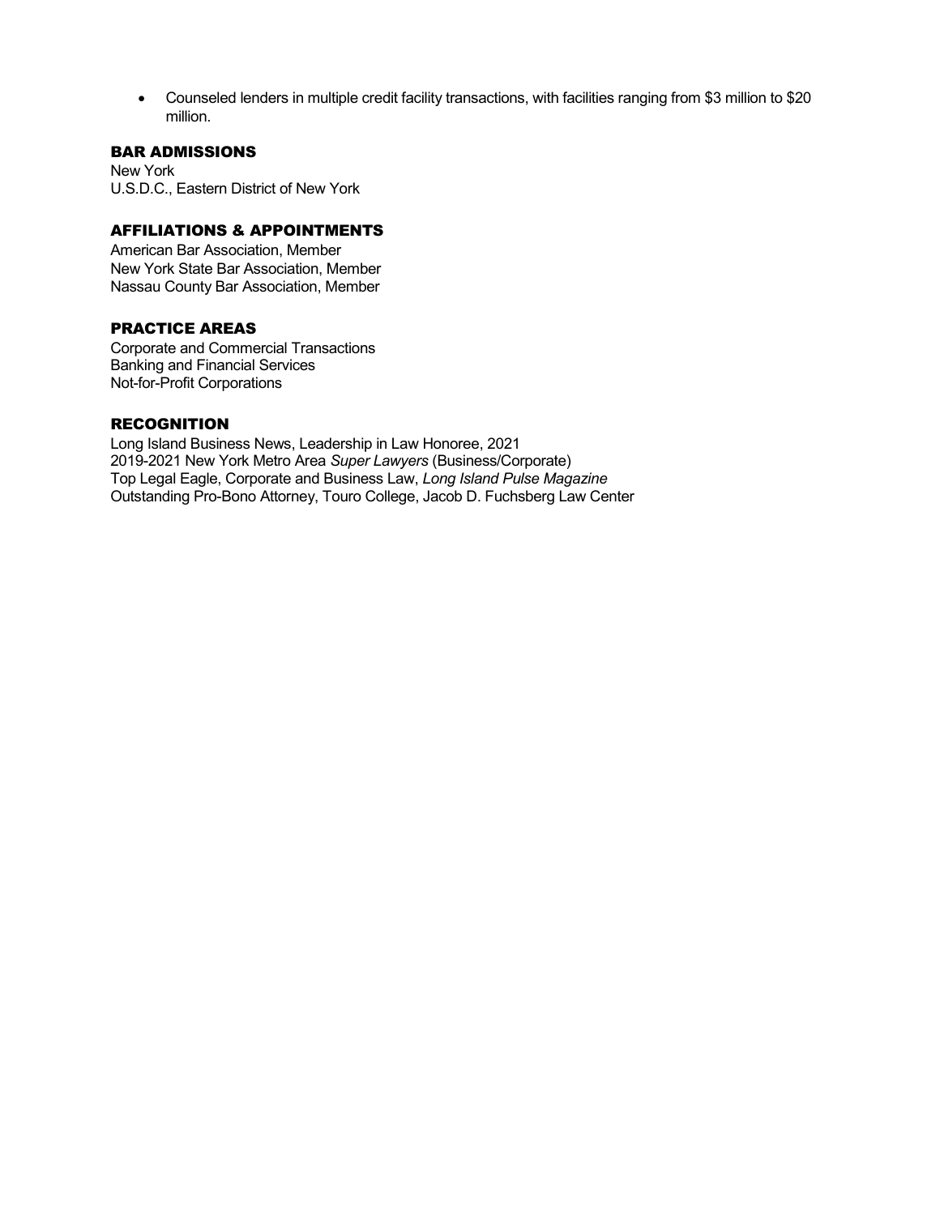- Counseled lenders in multiple credit facility transactions, with facilities ranging from $3 million to $20 million.

## BAR ADMISSIONS

New York
U.S.D.C., Eastern District of New York

## AFFILIATIONS & APPOINTMENTS

American Bar Association, Member
New York State Bar Association, Member
Nassau County Bar Association, Member

## PRACTICE AREAS

Corporate and Commercial Transactions
Banking and Financial Services
Not-for-Profit Corporations

## RECOGNITION

Long Island Business News, Leadership in Law Honoree, 2021
2019-2021 New York Metro Area *Super Lawyers* (Business/Corporate)
Top Legal Eagle, Corporate and Business Law, *Long Island Pulse Magazine*
Outstanding Pro-Bono Attorney, Touro College, Jacob D. Fuchsberg Law Center